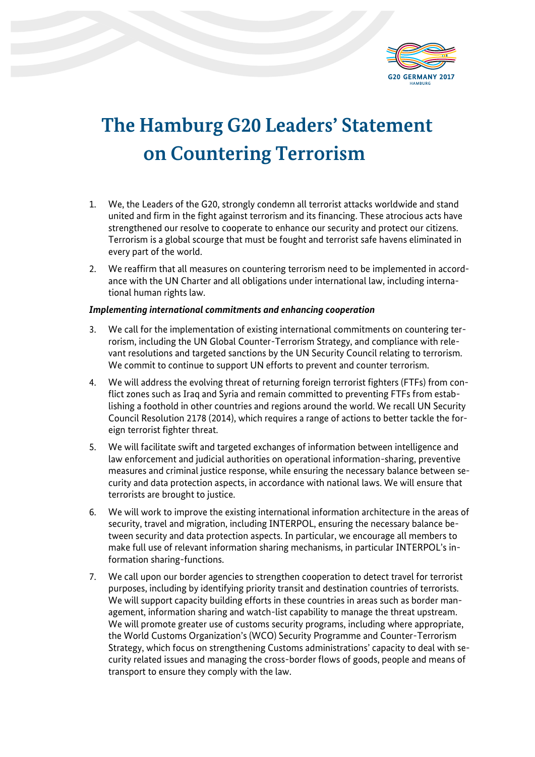# The Hamburg G20 Leaders' Statement on Countering Terrorism

1. We, the Leaders of the G20, strongly condemn all terrorist attacks worldwide and stand united and firm in the fight against terrorism and its financing. These atrocious acts have strengthened our resolve to cooperate to enhance our security and protect our citizens. Terrorism is a global scourge that must be fought and terrorist safe havens eliminated in every part of the world.

2. We reaffirm that all measures on countering terrorism need to be implemented in accordance with the UN Charter and all obligations under international law, including international human rights law.

***Implementing international commitments and enhancing cooperation***

3. We call for the implementation of existing international commitments on countering terrorism, including the UN Global Counter-Terrorism Strategy, and compliance with relevant resolutions and targeted sanctions by the UN Security Council relating to terrorism. We commit to continue to support UN efforts to prevent and counter terrorism.

4. We will address the evolving threat of returning foreign terrorist fighters (FTFs) from conflict zones such as Iraq and Syria and remain committed to preventing FTFs from establishing a foothold in other countries and regions around the world. We recall UN Security Council Resolution 2178 (2014), which requires a range of actions to better tackle the foreign terrorist fighter threat.

5. We will facilitate swift and targeted exchanges of information between intelligence and law enforcement and judicial authorities on operational information-sharing, preventive measures and criminal justice response, while ensuring the necessary balance between security and data protection aspects, in accordance with national laws. We will ensure that terrorists are brought to justice.

6. We will work to improve the existing international information architecture in the areas of security, travel and migration, including INTERPOL, ensuring the necessary balance between security and data protection aspects. In particular, we encourage all members to make full use of relevant information sharing mechanisms, in particular INTERPOL's information sharing-functions.

7. We call upon our border agencies to strengthen cooperation to detect travel for terrorist purposes, including by identifying priority transit and destination countries of terrorists. We will support capacity building efforts in these countries in areas such as border management, information sharing and watch-list capability to manage the threat upstream. We will promote greater use of customs security programs, including where appropriate, the World Customs Organization's (WCO) Security Programme and Counter-Terrorism Strategy, which focus on strengthening Customs administrations' capacity to deal with security related issues and managing the cross-border flows of goods, people and means of transport to ensure they comply with the law.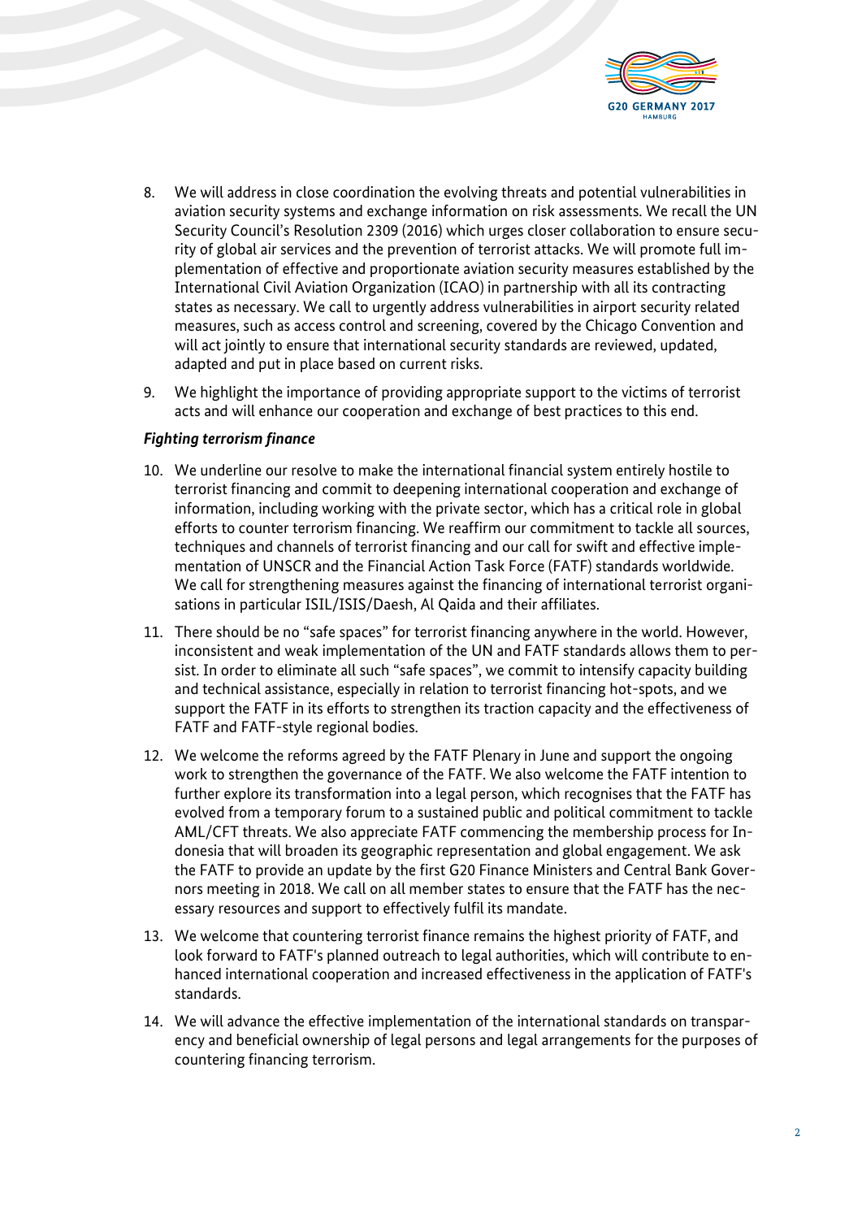8. We will address in close coordination the evolving threats and potential vulnerabilities in aviation security systems and exchange information on risk assessments. We recall the UN Security Council's Resolution 2309 (2016) which urges closer collaboration to ensure security of global air services and the prevention of terrorist attacks. We will promote full implementation of effective and proportionate aviation security measures established by the International Civil Aviation Organization (ICAO) in partnership with all its contracting states as necessary. We call to urgently address vulnerabilities in airport security related measures, such as access control and screening, covered by the Chicago Convention and will act jointly to ensure that international security standards are reviewed, updated, adapted and put in place based on current risks.

9. We highlight the importance of providing appropriate support to the victims of terrorist acts and will enhance our cooperation and exchange of best practices to this end.

***Fighting terrorism finance***

10. We underline our resolve to make the international financial system entirely hostile to terrorist financing and commit to deepening international cooperation and exchange of information, including working with the private sector, which has a critical role in global efforts to counter terrorism financing. We reaffirm our commitment to tackle all sources, techniques and channels of terrorist financing and our call for swift and effective implementation of UNSCR and the Financial Action Task Force (FATF) standards worldwide. We call for strengthening measures against the financing of international terrorist organisations in particular ISIL/ISIS/Daesh, Al Qaida and their affiliates.

11. There should be no "safe spaces" for terrorist financing anywhere in the world. However, inconsistent and weak implementation of the UN and FATF standards allows them to persist. In order to eliminate all such "safe spaces", we commit to intensify capacity building and technical assistance, especially in relation to terrorist financing hot-spots, and we support the FATF in its efforts to strengthen its traction capacity and the effectiveness of FATF and FATF-style regional bodies.

12. We welcome the reforms agreed by the FATF Plenary in June and support the ongoing work to strengthen the governance of the FATF. We also welcome the FATF intention to further explore its transformation into a legal person, which recognises that the FATF has evolved from a temporary forum to a sustained public and political commitment to tackle AML/CFT threats. We also appreciate FATF commencing the membership process for Indonesia that will broaden its geographic representation and global engagement. We ask the FATF to provide an update by the first G20 Finance Ministers and Central Bank Governors meeting in 2018. We call on all member states to ensure that the FATF has the necessary resources and support to effectively fulfil its mandate.

13. We welcome that countering terrorist finance remains the highest priority of FATF, and look forward to FATF's planned outreach to legal authorities, which will contribute to enhanced international cooperation and increased effectiveness in the application of FATF's standards.

14. We will advance the effective implementation of the international standards on transparency and beneficial ownership of legal persons and legal arrangements for the purposes of countering financing terrorism.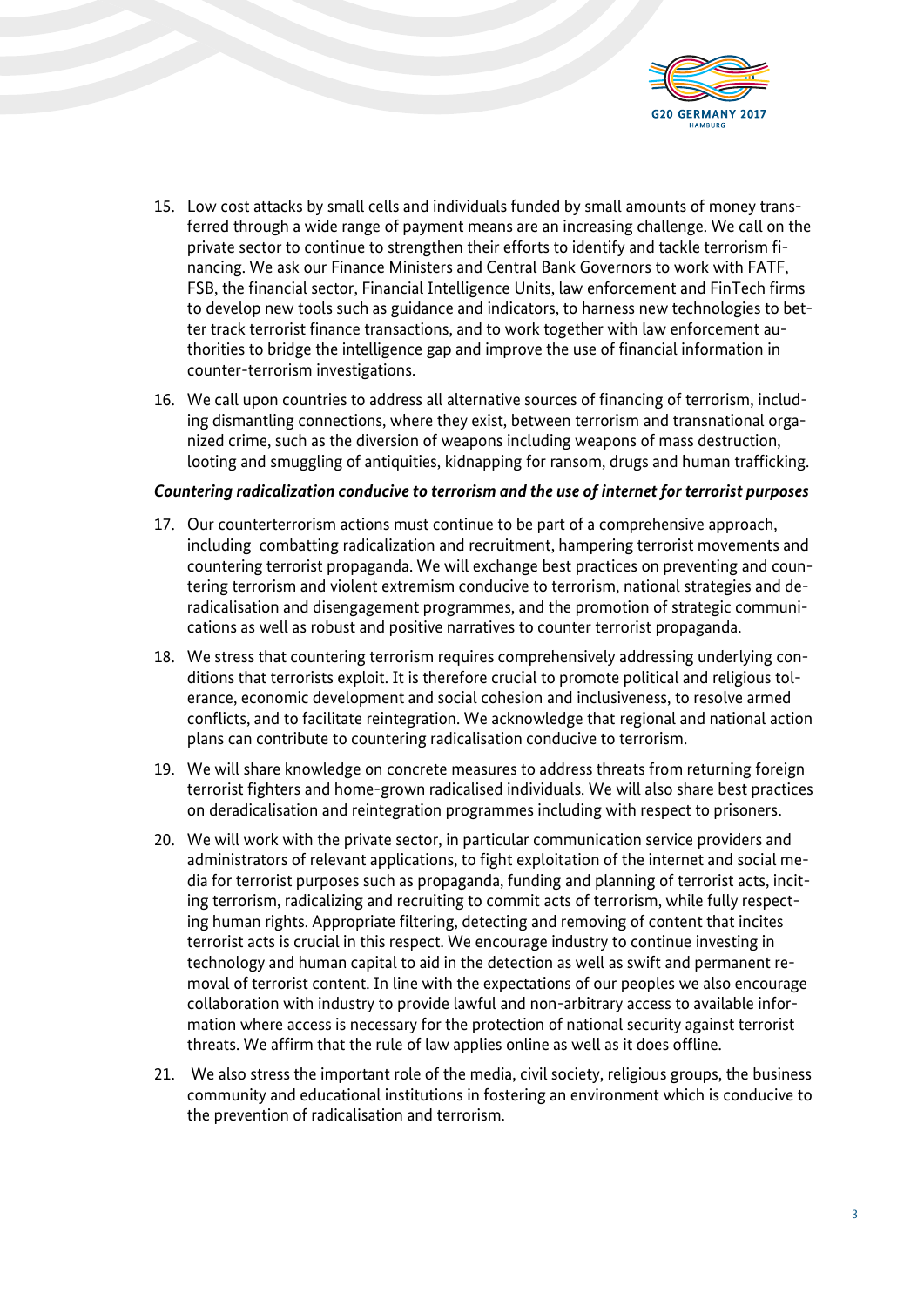15. Low cost attacks by small cells and individuals funded by small amounts of money transferred through a wide range of payment means are an increasing challenge. We call on the private sector to continue to strengthen their efforts to identify and tackle terrorism financing. We ask our Finance Ministers and Central Bank Governors to work with FATF, FSB, the financial sector, Financial Intelligence Units, law enforcement and FinTech firms to develop new tools such as guidance and indicators, to harness new technologies to better track terrorist finance transactions, and to work together with law enforcement authorities to bridge the intelligence gap and improve the use of financial information in counter-terrorism investigations.

16. We call upon countries to address all alternative sources of financing of terrorism, including dismantling connections, where they exist, between terrorism and transnational organized crime, such as the diversion of weapons including weapons of mass destruction, looting and smuggling of antiquities, kidnapping for ransom, drugs and human trafficking.

***Countering radicalization conducive to terrorism and the use of internet for terrorist purposes***

17. Our counterterrorism actions must continue to be part of a comprehensive approach, including combatting radicalization and recruitment, hampering terrorist movements and countering terrorist propaganda. We will exchange best practices on preventing and countering terrorism and violent extremism conducive to terrorism, national strategies and deradicalisation and disengagement programmes, and the promotion of strategic communications as well as robust and positive narratives to counter terrorist propaganda.

18. We stress that countering terrorism requires comprehensively addressing underlying conditions that terrorists exploit. It is therefore crucial to promote political and religious tolerance, economic development and social cohesion and inclusiveness, to resolve armed conflicts, and to facilitate reintegration. We acknowledge that regional and national action plans can contribute to countering radicalisation conducive to terrorism.

19. We will share knowledge on concrete measures to address threats from returning foreign terrorist fighters and home-grown radicalised individuals. We will also share best practices on deradicalisation and reintegration programmes including with respect to prisoners.

20. We will work with the private sector, in particular communication service providers and administrators of relevant applications, to fight exploitation of the internet and social media for terrorist purposes such as propaganda, funding and planning of terrorist acts, inciting terrorism, radicalizing and recruiting to commit acts of terrorism, while fully respecting human rights. Appropriate filtering, detecting and removing of content that incites terrorist acts is crucial in this respect. We encourage industry to continue investing in technology and human capital to aid in the detection as well as swift and permanent removal of terrorist content. In line with the expectations of our peoples we also encourage collaboration with industry to provide lawful and non-arbitrary access to available information where access is necessary for the protection of national security against terrorist threats. We affirm that the rule of law applies online as well as it does offline.

21. We also stress the important role of the media, civil society, religious groups, the business community and educational institutions in fostering an environment which is conducive to the prevention of radicalisation and terrorism.